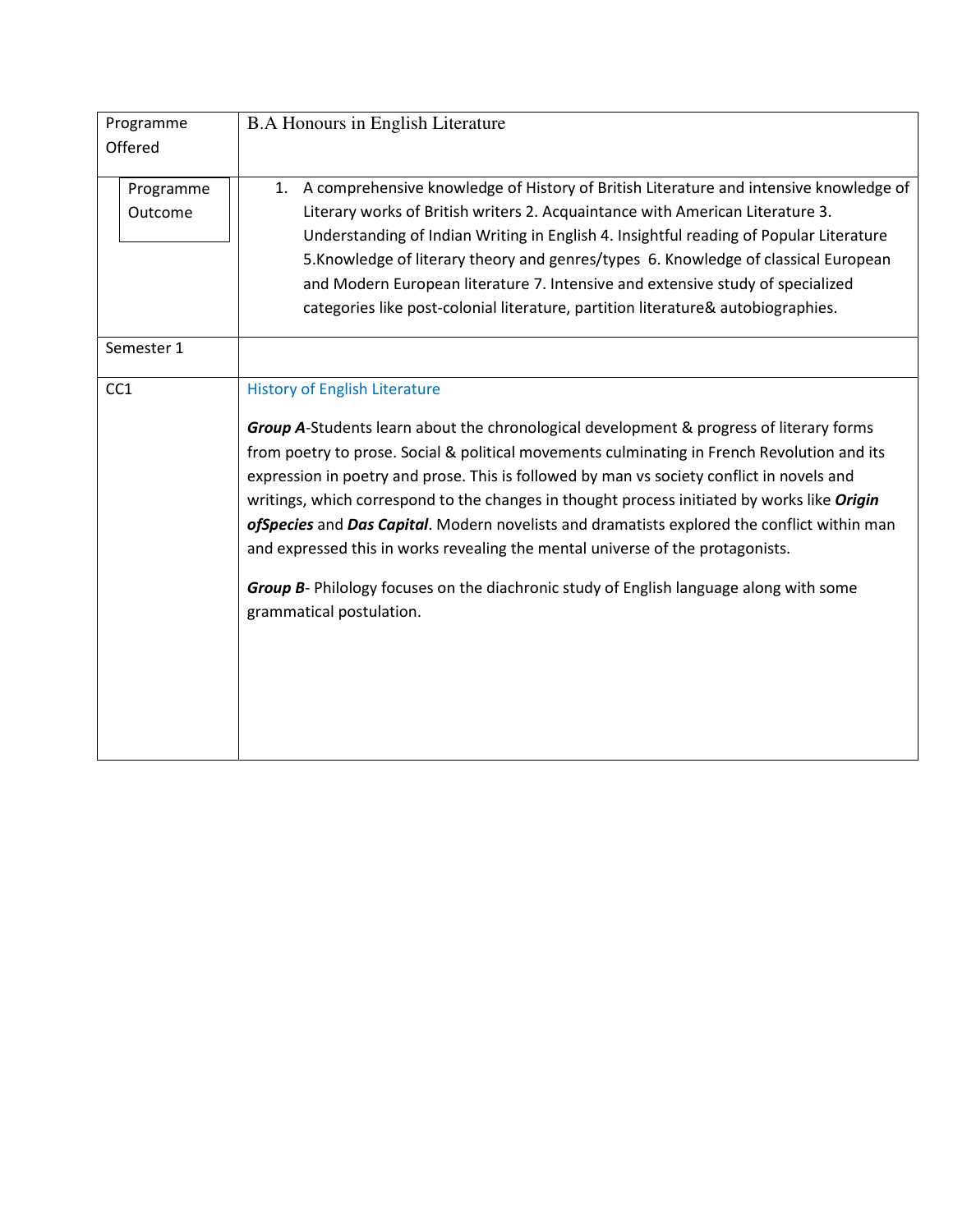| Programme Offered | B.A Honours in English Literature |
|---|---|
| Programme Outcome | 1. A comprehensive knowledge of History of British Literature and intensive knowledge of Literary works of British writers 2. Acquaintance with American Literature 3. Understanding of Indian Writing in English 4. Insightful reading of Popular Literature 5.Knowledge of literary theory and genres/types 6. Knowledge of classical European and Modern European literature 7. Intensive and extensive study of specialized categories like post-colonial literature, partition literature& autobiographies. |
| Semester 1 | |
| CC1 | History of English Literature<br><br>***Group A***-Students learn about the chronological development & progress of literary forms from poetry to prose. Social & political movements culminating in French Revolution and its expression in poetry and prose. This is followed by man vs society conflict in novels and writings, which correspond to the changes in thought process initiated by works like ***Origin ofSpecies*** and ***Das Capital***. Modern novelists and dramatists explored the conflict within man and expressed this in works revealing the mental universe of the protagonists.<br><br>***Group B***- Philology focuses on the diachronic study of English language along with some grammatical postulation. |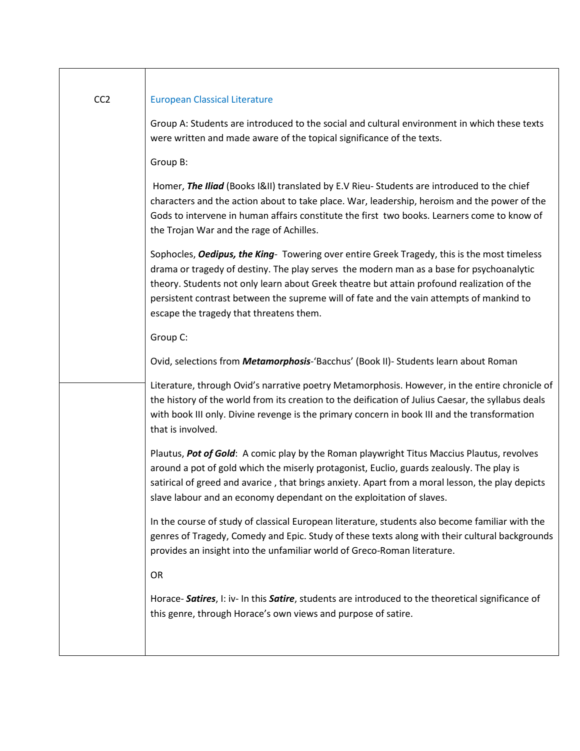| CC2 | European Classical Literature<br><br>Group A: Students are introduced to the social and cultural environment in which these texts were written and made aware of the topical significance of the texts.<br><br>Group B:<br><br>Homer, ***The Iliad*** (Books I&II) translated by E.V Rieu- Students are introduced to the chief characters and the action about to take place. War, leadership, heroism and the power of the Gods to intervene in human affairs constitute the first two books. Learners come to know of the Trojan War and the rage of Achilles.<br><br>Sophocles, ***Oedipus, the King***- Towering over entire Greek Tragedy, this is the most timeless drama or tragedy of destiny. The play serves the modern man as a base for psychoanalytic theory. Students not only learn about Greek theatre but attain profound realization of the persistent contrast between the supreme will of fate and the vain attempts of mankind to escape the tragedy that threatens them.<br><br>Group C:<br><br>Ovid, selections from ***Metamorphosis***-'Bacchus' (Book II)- Students learn about Roman Literature, through Ovid's narrative poetry Metamorphosis. However, in the entire chronicle of the history of the world from its creation to the deification of Julius Caesar, the syllabus deals with book III only. Divine revenge is the primary concern in book III and the transformation that is involved.<br><br>Plautus, ***Pot of Gold***: A comic play by the Roman playwright Titus Maccius Plautus, revolves around a pot of gold which the miserly protagonist, Euclio, guards zealously. The play is satirical of greed and avarice , that brings anxiety. Apart from a moral lesson, the play depicts slave labour and an economy dependant on the exploitation of slaves.<br><br>In the course of study of classical European literature, students also become familiar with the genres of Tragedy, Comedy and Epic. Study of these texts along with their cultural backgrounds provides an insight into the unfamiliar world of Greco-Roman literature.<br><br>OR<br><br>Horace- ***Satires***, I: iv- In this ***Satire***, students are introduced to the theoretical significance of this genre, through Horace's own views and purpose of satire. |
|---|---|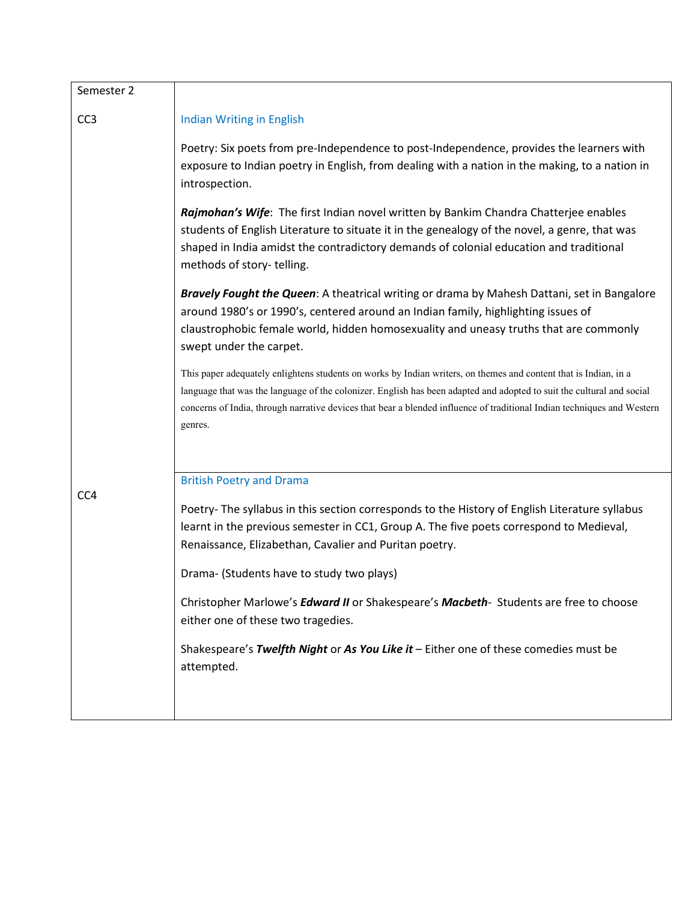| Semester 2 | |
|---|---|
| CC3 | Indian Writing in English<br><br>Poetry: Six poets from pre-Independence to post-Independence, provides the learners with exposure to Indian poetry in English, from dealing with a nation in the making, to a nation in introspection.<br><br>***Rajmohan's Wife***: The first Indian novel written by Bankim Chandra Chatterjee enables students of English Literature to situate it in the genealogy of the novel, a genre, that was shaped in India amidst the contradictory demands of colonial education and traditional methods of story- telling.<br><br>***Bravely Fought the Queen***: A theatrical writing or drama by Mahesh Dattani, set in Bangalore around 1980's or 1990's, centered around an Indian family, highlighting issues of claustrophobic female world, hidden homosexuality and uneasy truths that are commonly swept under the carpet.<br><br>This paper adequately enlightens students on works by Indian writers, on themes and content that is Indian, in a language that was the language of the colonizer. English has been adapted and adopted to suit the cultural and social concerns of India, through narrative devices that bear a blended influence of traditional Indian techniques and Western genres. |
| CC4 | British Poetry and Drama<br><br>Poetry- The syllabus in this section corresponds to the History of English Literature syllabus learnt in the previous semester in CC1, Group A. The five poets correspond to Medieval, Renaissance, Elizabethan, Cavalier and Puritan poetry.<br><br>Drama- (Students have to study two plays)<br><br>Christopher Marlowe's ***Edward II*** or Shakespeare's ***Macbeth***- Students are free to choose either one of these two tragedies.<br><br>Shakespeare's ***Twelfth Night*** or ***As You Like it*** – Either one of these comedies must be attempted. |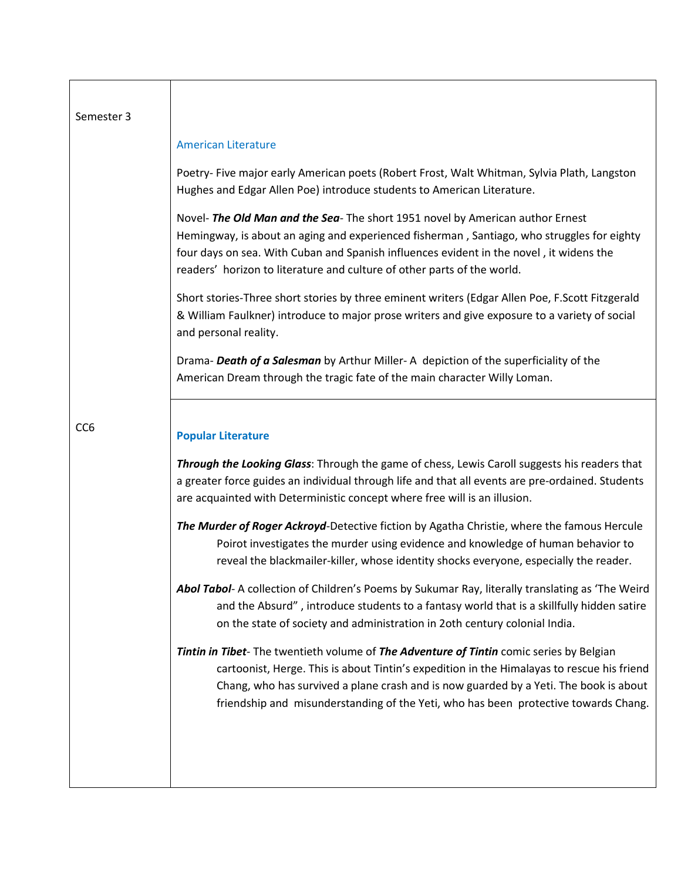| | |
|---|---|
| Semester 3 | American Literature<br><br>Poetry- Five major early American poets (Robert Frost, Walt Whitman, Sylvia Plath, Langston Hughes and Edgar Allen Poe) introduce students to American Literature.<br><br>Novel- ***The Old Man and the Sea***- The short 1951 novel by American author Ernest Hemingway, is about an aging and experienced fisherman , Santiago, who struggles for eighty four days on sea. With Cuban and Spanish influences evident in the novel , it widens the readers' horizon to literature and culture of other parts of the world.<br><br>Short stories-Three short stories by three eminent writers (Edgar Allen Poe, F.Scott Fitzgerald & William Faulkner) introduce to major prose writers and give exposure to a variety of social and personal reality.<br><br>Drama- ***Death of a Salesman*** by Arthur Miller- A depiction of the superficiality of the American Dream through the tragic fate of the main character Willy Loman. |
| CC6 | **Popular Literature**<br><br>***Through the Looking Glass***: Through the game of chess, Lewis Caroll suggests his readers that a greater force guides an individual through life and that all events are pre-ordained. Students are acquainted with Deterministic concept where free will is an illusion.<br><br>***The Murder of Roger Ackroyd***-Detective fiction by Agatha Christie, where the famous Hercule Poirot investigates the murder using evidence and knowledge of human behavior to reveal the blackmailer-killer, whose identity shocks everyone, especially the reader.<br><br>***Abol Tabol***- A collection of Children's Poems by Sukumar Ray, literally translating as 'The Weird and the Absurd" , introduce students to a fantasy world that is a skillfully hidden satire on the state of society and administration in 2oth century colonial India.<br><br>***Tintin in Tibet***- The twentieth volume of ***The Adventure of Tintin*** comic series by Belgian cartoonist, Herge. This is about Tintin's expedition in the Himalayas to rescue his friend Chang, who has survived a plane crash and is now guarded by a Yeti. The book is about friendship and misunderstanding of the Yeti, who has been protective towards Chang. |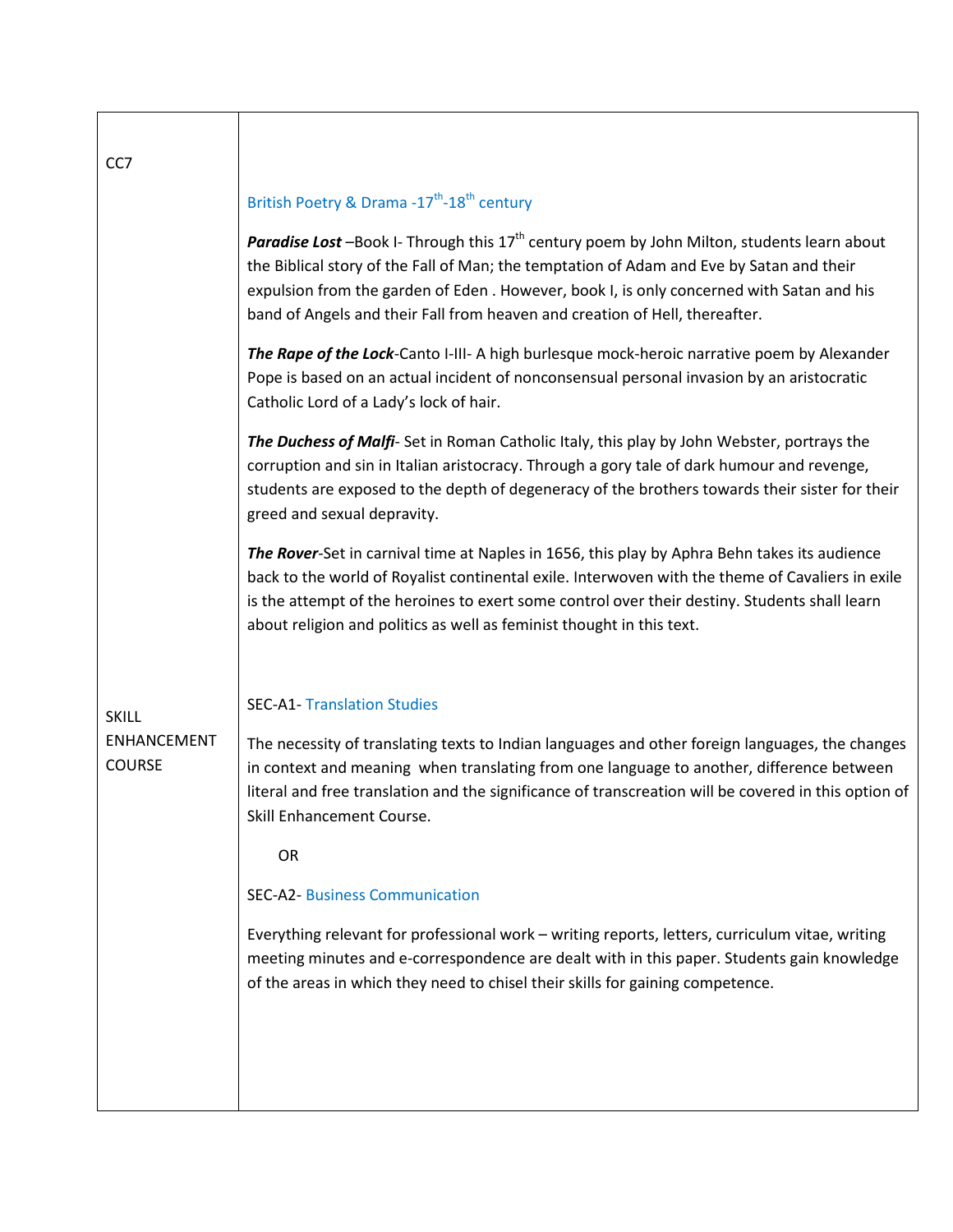| | |
|---|---|
| CC7 | British Poetry & Drama -17th-18th century<br><br>***Paradise Lost*** –Book I- Through this 17th century poem by John Milton, students learn about the Biblical story of the Fall of Man; the temptation of Adam and Eve by Satan and their expulsion from the garden of Eden . However, book I, is only concerned with Satan and his band of Angels and their Fall from heaven and creation of Hell, thereafter.<br><br>***The Rape of the Lock***-Canto I-III- A high burlesque mock-heroic narrative poem by Alexander Pope is based on an actual incident of nonconsensual personal invasion by an aristocratic Catholic Lord of a Lady's lock of hair.<br><br>***The Duchess of Malfi***- Set in Roman Catholic Italy, this play by John Webster, portrays the corruption and sin in Italian aristocracy. Through a gory tale of dark humour and revenge, students are exposed to the depth of degeneracy of the brothers towards their sister for their greed and sexual depravity.<br><br>***The Rover***-Set in carnival time at Naples in 1656, this play by Aphra Behn takes its audience back to the world of Royalist continental exile. Interwoven with the theme of Cavaliers in exile is the attempt of the heroines to exert some control over their destiny. Students shall learn about religion and politics as well as feminist thought in this text. |
| SKILL ENHANCEMENT COURSE | SEC-A1- Translation Studies<br><br>The necessity of translating texts to Indian languages and other foreign languages, the changes in context and meaning when translating from one language to another, difference between literal and free translation and the significance of transcreation will be covered in this option of Skill Enhancement Course.<br><br>OR<br><br>SEC-A2- Business Communication<br><br>Everything relevant for professional work – writing reports, letters, curriculum vitae, writing meeting minutes and e-correspondence are dealt with in this paper. Students gain knowledge of the areas in which they need to chisel their skills for gaining competence. |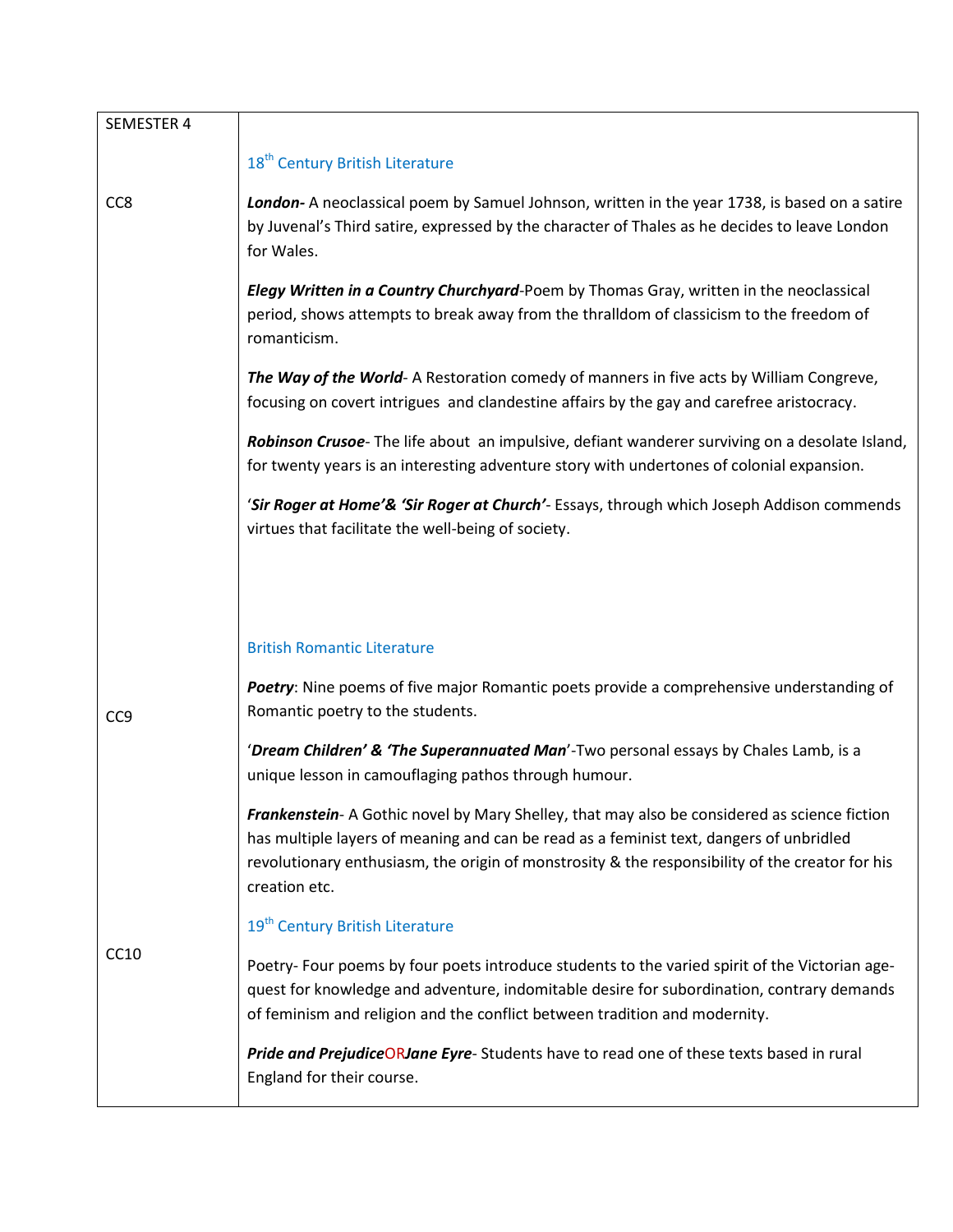| SEMESTER 4 | |
|---|---|
| CC8 | 18th Century British Literature<br><br>***London-*** A neoclassical poem by Samuel Johnson, written in the year 1738, is based on a satire by Juvenal's Third satire, expressed by the character of Thales as he decides to leave London for Wales.<br><br>***Elegy Written in a Country Churchyard***-Poem by Thomas Gray, written in the neoclassical period, shows attempts to break away from the thralldom of classicism to the freedom of romanticism.<br><br>***The Way of the World***- A Restoration comedy of manners in five acts by William Congreve, focusing on covert intrigues and clandestine affairs by the gay and carefree aristocracy.<br><br>***Robinson Crusoe***- The life about an impulsive, defiant wanderer surviving on a desolate Island, for twenty years is an interesting adventure story with undertones of colonial expansion.<br><br>'***Sir Roger at Home'& 'Sir Roger at Church'***- Essays, through which Joseph Addison commends virtues that facilitate the well-being of society. |
| CC9 | British Romantic Literature<br><br>***Poetry***: Nine poems of five major Romantic poets provide a comprehensive understanding of Romantic poetry to the students.<br><br>'***Dream Children' & 'The Superannuated Man***'-Two personal essays by Chales Lamb, is a unique lesson in camouflaging pathos through humour.<br><br>***Frankenstein***- A Gothic novel by Mary Shelley, that may also be considered as science fiction has multiple layers of meaning and can be read as a feminist text, dangers of unbridled revolutionary enthusiasm, the origin of monstrosity & the responsibility of the creator for his creation etc. |
| CC10 | 19th Century British Literature<br><br>Poetry- Four poems by four poets introduce students to the varied spirit of the Victorian age- quest for knowledge and adventure, indomitable desire for subordination, contrary demands of feminism and religion and the conflict between tradition and modernity.<br><br>***Pride and Prejudice*** OR ***Jane Eyre***- Students have to read one of these texts based in rural England for their course. |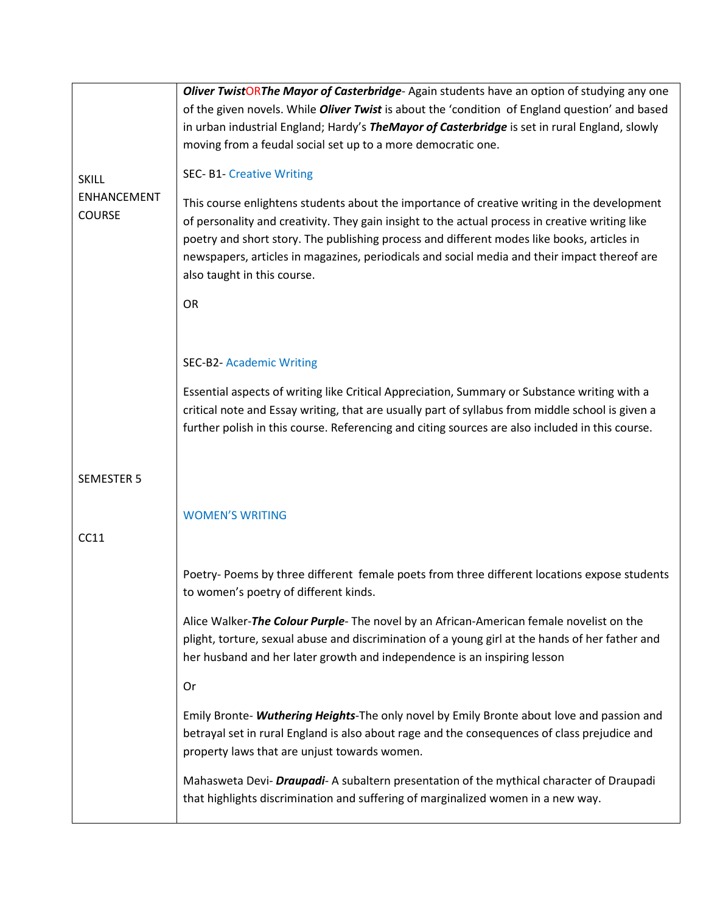| | |
|---|---|
| | ***Oliver Twist*** OR ***The Mayor of Casterbridge***- Again students have an option of studying any one of the given novels. While ***Oliver Twist*** is about the 'condition of England question' and based in urban industrial England; Hardy's ***TheMayor of Casterbridge*** is set in rural England, slowly moving from a feudal social set up to a more democratic one. |
| SKILL ENHANCEMENT COURSE | SEC- B1- Creative Writing<br><br>This course enlightens students about the importance of creative writing in the development of personality and creativity. They gain insight to the actual process in creative writing like poetry and short story. The publishing process and different modes like books, articles in newspapers, articles in magazines, periodicals and social media and their impact thereof are also taught in this course.<br><br>OR<br><br>SEC-B2- Academic Writing<br><br>Essential aspects of writing like Critical Appreciation, Summary or Substance writing with a critical note and Essay writing, that are usually part of syllabus from middle school is given a further polish in this course. Referencing and citing sources are also included in this course. |
| SEMESTER 5 | |
| CC11 | WOMEN'S WRITING<br><br>Poetry- Poems by three different female poets from three different locations expose students to women's poetry of different kinds.<br><br>Alice Walker-***The Colour Purple***- The novel by an African-American female novelist on the plight, torture, sexual abuse and discrimination of a young girl at the hands of her father and her husband and her later growth and independence is an inspiring lesson<br><br>Or<br><br>Emily Bronte- ***Wuthering Heights***-The only novel by Emily Bronte about love and passion and betrayal set in rural England is also about rage and the consequences of class prejudice and property laws that are unjust towards women.<br><br>Mahasweta Devi- ***Draupadi***- A subaltern presentation of the mythical character of Draupadi that highlights discrimination and suffering of marginalized women in a new way. |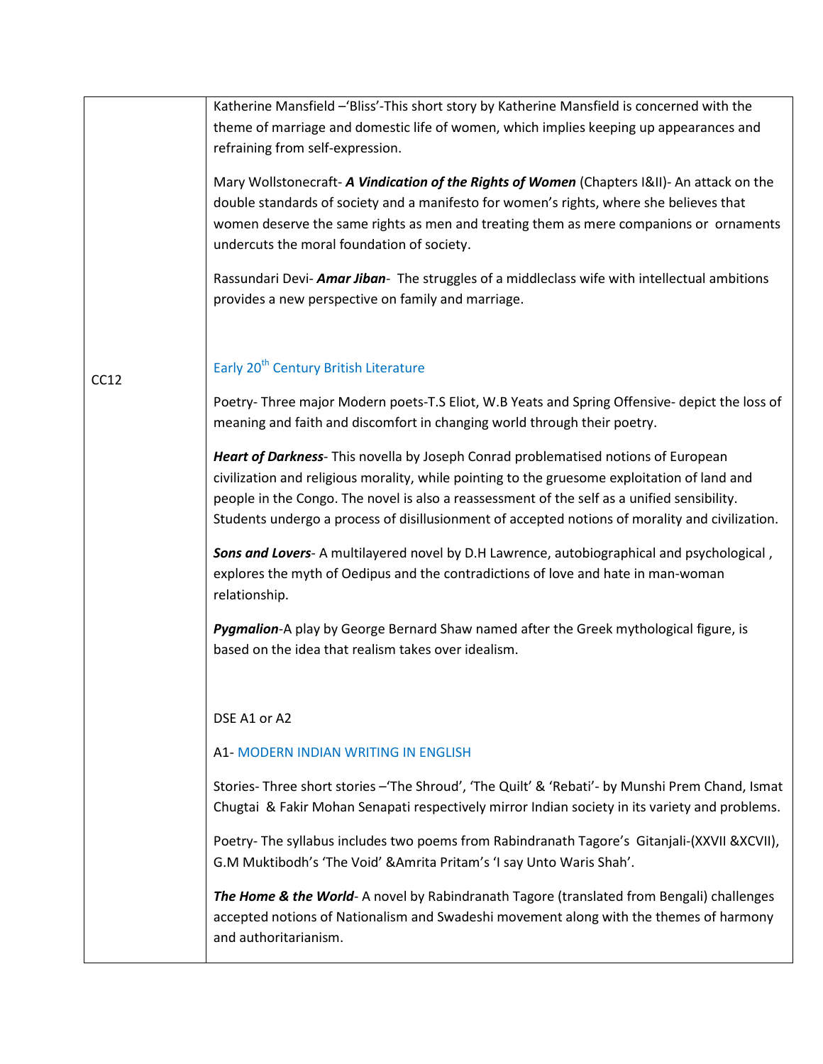| | |
|---|---|
| CC12 | Katherine Mansfield –'Bliss'-This short story by Katherine Mansfield is concerned with the theme of marriage and domestic life of women, which implies keeping up appearances and refraining from self-expression.<br><br>Mary Wollstonecraft- ***A Vindication of the Rights of Women*** (Chapters I&II)- An attack on the double standards of society and a manifesto for women's rights, where she believes that women deserve the same rights as men and treating them as mere companions or ornaments undercuts the moral foundation of society.<br><br>Rassundari Devi- ***Amar Jiban***- The struggles of a middleclass wife with intellectual ambitions provides a new perspective on family and marriage.<br><br>Early 20th Century British Literature<br><br>Poetry- Three major Modern poets-T.S Eliot, W.B Yeats and Spring Offensive- depict the loss of meaning and faith and discomfort in changing world through their poetry.<br><br>***Heart of Darkness***- This novella by Joseph Conrad problematised notions of European civilization and religious morality, while pointing to the gruesome exploitation of land and people in the Congo. The novel is also a reassessment of the self as a unified sensibility. Students undergo a process of disillusionment of accepted notions of morality and civilization.<br><br>***Sons and Lovers***- A multilayered novel by D.H Lawrence, autobiographical and psychological , explores the myth of Oedipus and the contradictions of love and hate in man-woman relationship.<br><br>***Pygmalion***-A play by George Bernard Shaw named after the Greek mythological figure, is based on the idea that realism takes over idealism.<br><br>DSE A1 or A2<br><br>A1- MODERN INDIAN WRITING IN ENGLISH<br><br>Stories- Three short stories –'The Shroud', 'The Quilt' & 'Rebati'- by Munshi Prem Chand, Ismat Chugtai & Fakir Mohan Senapati respectively mirror Indian society in its variety and problems.<br><br>Poetry- The syllabus includes two poems from Rabindranath Tagore's Gitanjali-(XXVII &XCVII), G.M Muktibodh's 'The Void' &Amrita Pritam's 'I say Unto Waris Shah'.<br><br>***The Home & the World***- A novel by Rabindranath Tagore (translated from Bengali) challenges accepted notions of Nationalism and Swadeshi movement along with the themes of harmony and authoritarianism. |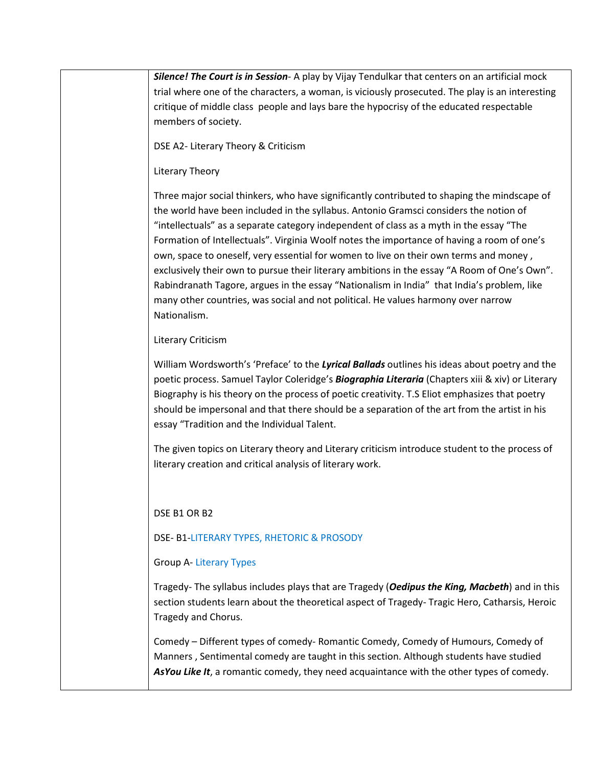| | |
|---|---|
| | ***Silence! The Court is in Session***- A play by Vijay Tendulkar that centers on an artificial mock trial where one of the characters, a woman, is viciously prosecuted. The play is an interesting critique of middle class people and lays bare the hypocrisy of the educated respectable members of society.<br><br>DSE A2- Literary Theory & Criticism<br><br>Literary Theory<br><br>Three major social thinkers, who have significantly contributed to shaping the mindscape of the world have been included in the syllabus. Antonio Gramsci considers the notion of "intellectuals" as a separate category independent of class as a myth in the essay "The Formation of Intellectuals". Virginia Woolf notes the importance of having a room of one's own, space to oneself, very essential for women to live on their own terms and money , exclusively their own to pursue their literary ambitions in the essay "A Room of One's Own". Rabindranath Tagore, argues in the essay "Nationalism in India" that India's problem, like many other countries, was social and not political. He values harmony over narrow Nationalism.<br><br>Literary Criticism<br><br>William Wordsworth's 'Preface' to the ***Lyrical Ballads*** outlines his ideas about poetry and the poetic process. Samuel Taylor Coleridge's ***Biographia Literaria*** (Chapters xiii & xiv) or Literary Biography is his theory on the process of poetic creativity. T.S Eliot emphasizes that poetry should be impersonal and that there should be a separation of the art from the artist in his essay "Tradition and the Individual Talent.<br><br>The given topics on Literary theory and Literary criticism introduce student to the process of literary creation and critical analysis of literary work.<br><br>DSE B1 OR B2<br><br>DSE- B1-LITERARY TYPES, RHETORIC & PROSODY<br><br>Group A- Literary Types<br><br>Tragedy- The syllabus includes plays that are Tragedy (***Oedipus the King, Macbeth***) and in this section students learn about the theoretical aspect of Tragedy- Tragic Hero, Catharsis, Heroic Tragedy and Chorus.<br><br>Comedy – Different types of comedy- Romantic Comedy, Comedy of Humours, Comedy of Manners , Sentimental comedy are taught in this section. Although students have studied ***AsYou Like It***, a romantic comedy, they need acquaintance with the other types of comedy. |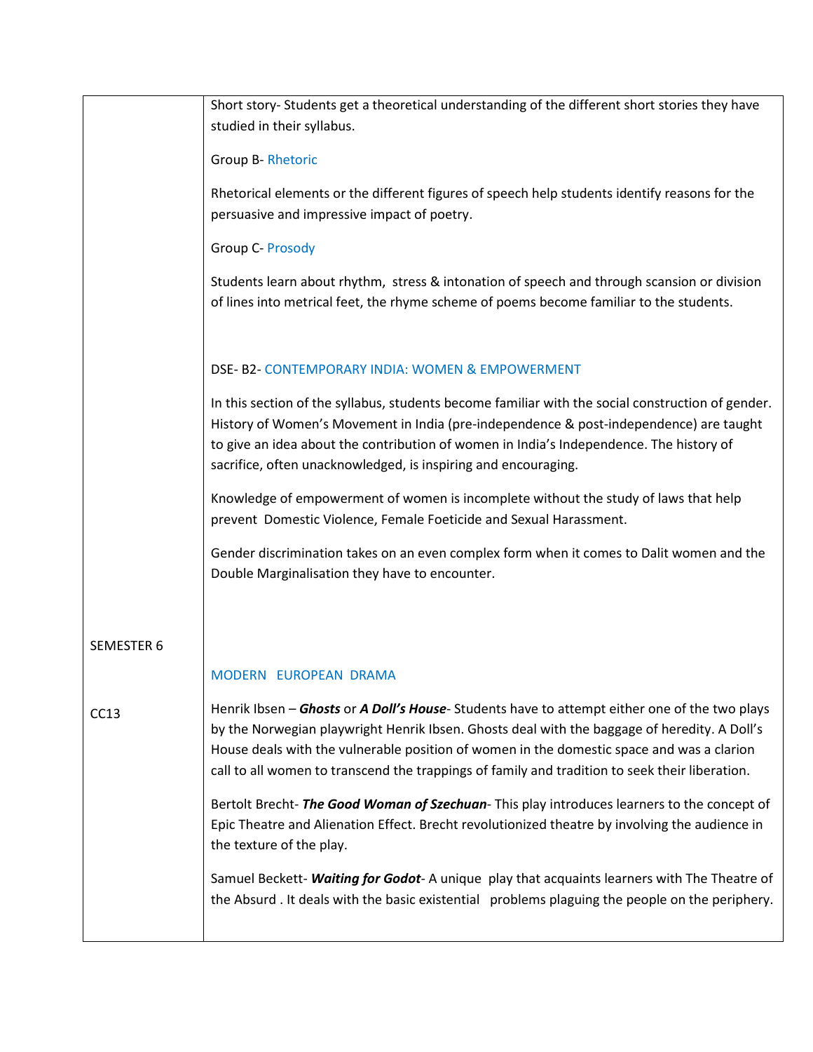| | |
|---|---|
| | Short story- Students get a theoretical understanding of the different short stories they have studied in their syllabus.<br><br>Group B- Rhetoric<br><br>Rhetorical elements or the different figures of speech help students identify reasons for the persuasive and impressive impact of poetry.<br><br>Group C- Prosody<br><br>Students learn about rhythm, stress & intonation of speech and through scansion or division of lines into metrical feet, the rhyme scheme of poems become familiar to the students.<br><br>DSE- B2- CONTEMPORARY INDIA: WOMEN & EMPOWERMENT<br><br>In this section of the syllabus, students become familiar with the social construction of gender. History of Women's Movement in India (pre-independence & post-independence) are taught to give an idea about the contribution of women in India's Independence. The history of sacrifice, often unacknowledged, is inspiring and encouraging.<br><br>Knowledge of empowerment of women is incomplete without the study of laws that help prevent Domestic Violence, Female Foeticide and Sexual Harassment.<br><br>Gender discrimination takes on an even complex form when it comes to Dalit women and the Double Marginalisation they have to encounter. |
| SEMESTER 6<br><br>CC13 | MODERN EUROPEAN DRAMA<br><br>Henrik Ibsen – ***Ghosts*** or ***A Doll's House***- Students have to attempt either one of the two plays by the Norwegian playwright Henrik Ibsen. Ghosts deal with the baggage of heredity. A Doll's House deals with the vulnerable position of women in the domestic space and was a clarion call to all women to transcend the trappings of family and tradition to seek their liberation.<br><br>Bertolt Brecht- ***The Good Woman of Szechuan***- This play introduces learners to the concept of Epic Theatre and Alienation Effect. Brecht revolutionized theatre by involving the audience in the texture of the play.<br><br>Samuel Beckett- ***Waiting for Godot***- A unique play that acquaints learners with The Theatre of the Absurd . It deals with the basic existential problems plaguing the people on the periphery. |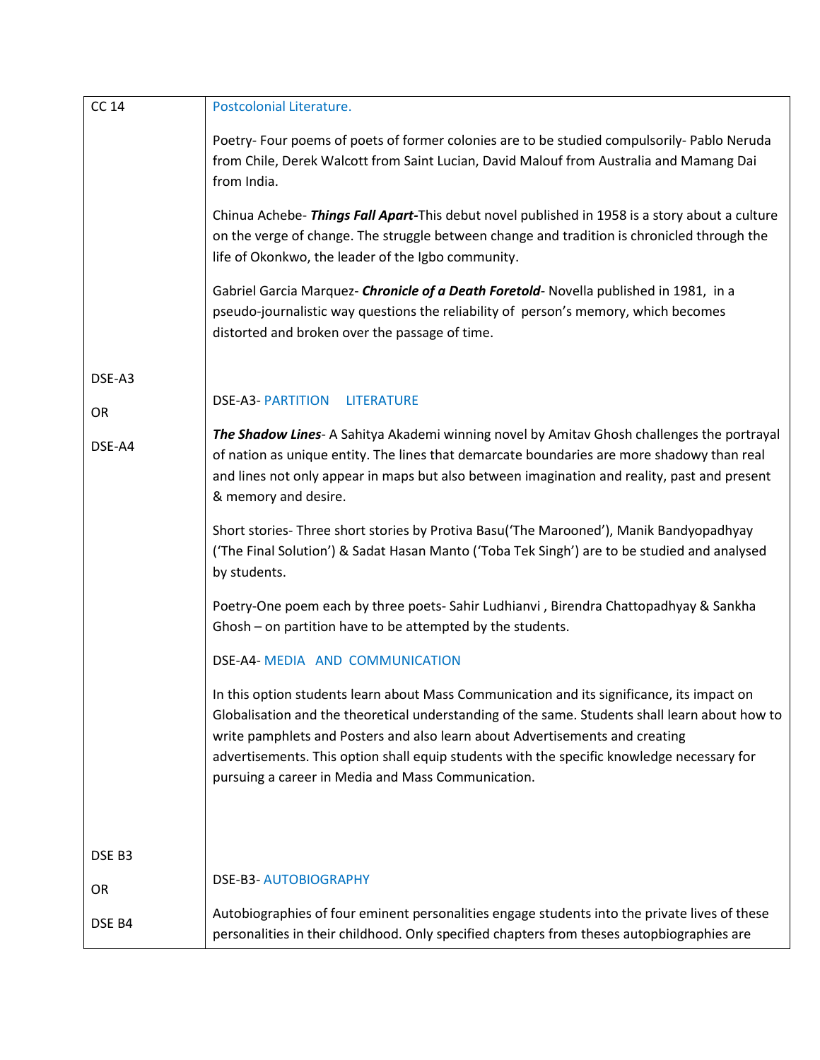| | |
|---|---|
| CC 14 | Postcolonial Literature.<br><br>Poetry- Four poems of poets of former colonies are to be studied compulsorily- Pablo Neruda from Chile, Derek Walcott from Saint Lucian, David Malouf from Australia and Mamang Dai from India.<br><br>Chinua Achebe- ***Things Fall Apart***-This debut novel published in 1958 is a story about a culture on the verge of change. The struggle between change and tradition is chronicled through the life of Okonkwo, the leader of the Igbo community.<br><br>Gabriel Garcia Marquez- ***Chronicle of a Death Foretold***- Novella published in 1981, in a pseudo-journalistic way questions the reliability of person's memory, which becomes distorted and broken over the passage of time. |
| DSE-A3<br><br>OR<br><br>DSE-A4 | DSE-A3- PARTITION LITERATURE<br><br>***The Shadow Lines***- A Sahitya Akademi winning novel by Amitav Ghosh challenges the portrayal of nation as unique entity. The lines that demarcate boundaries are more shadowy than real and lines not only appear in maps but also between imagination and reality, past and present & memory and desire.<br><br>Short stories- Three short stories by Protiva Basu('The Marooned'), Manik Bandyopadhyay ('The Final Solution') & Sadat Hasan Manto ('Toba Tek Singh') are to be studied and analysed by students.<br><br>Poetry-One poem each by three poets- Sahir Ludhianvi , Birendra Chattopadhyay & Sankha Ghosh – on partition have to be attempted by the students.<br><br>DSE-A4- MEDIA AND COMMUNICATION<br><br>In this option students learn about Mass Communication and its significance, its impact on Globalisation and the theoretical understanding of the same. Students shall learn about how to write pamphlets and Posters and also learn about Advertisements and creating advertisements. This option shall equip students with the specific knowledge necessary for pursuing a career in Media and Mass Communication. |
| DSE B3<br><br>OR<br><br>DSE B4 | DSE-B3- AUTOBIOGRAPHY<br><br>Autobiographies of four eminent personalities engage students into the private lives of these personalities in their childhood. Only specified chapters from theses autopbiographies are |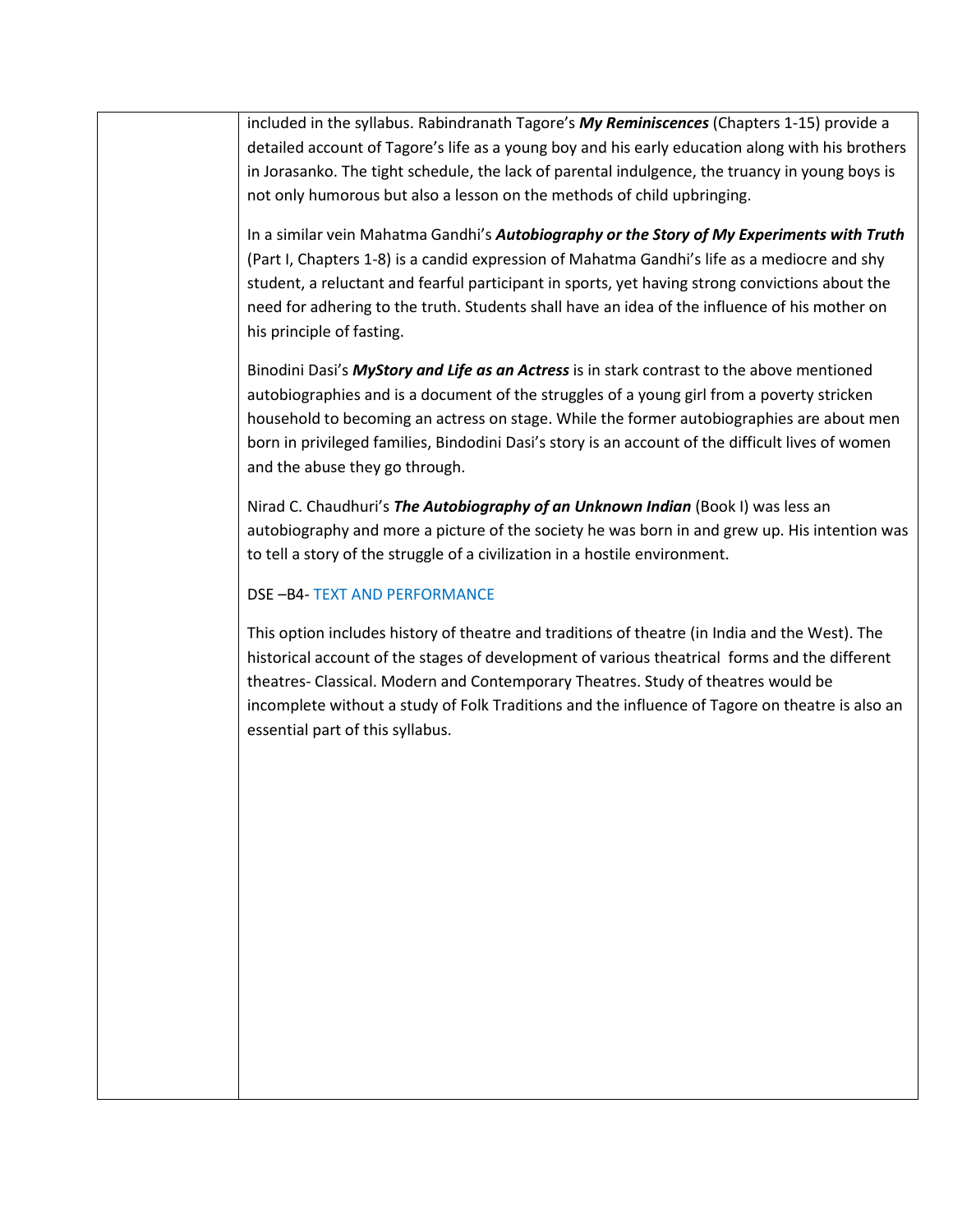included in the syllabus. Rabindranath Tagore's ***My Reminiscences*** (Chapters 1-15) provide a detailed account of Tagore's life as a young boy and his early education along with his brothers in Jorasanko. The tight schedule, the lack of parental indulgence, the truancy in young boys is not only humorous but also a lesson on the methods of child upbringing.

In a similar vein Mahatma Gandhi's ***Autobiography or the Story of My Experiments with Truth*** (Part I, Chapters 1-8) is a candid expression of Mahatma Gandhi's life as a mediocre and shy student, a reluctant and fearful participant in sports, yet having strong convictions about the need for adhering to the truth. Students shall have an idea of the influence of his mother on his principle of fasting.

Binodini Dasi's ***MyStory and Life as an Actress*** is in stark contrast to the above mentioned autobiographies and is a document of the struggles of a young girl from a poverty stricken household to becoming an actress on stage. While the former autobiographies are about men born in privileged families, Bindodini Dasi's story is an account of the difficult lives of women and the abuse they go through.

Nirad C. Chaudhuri's ***The Autobiography of an Unknown Indian*** (Book I) was less an autobiography and more a picture of the society he was born in and grew up. His intention was to tell a story of the struggle of a civilization in a hostile environment.

DSE –B4- TEXT AND PERFORMANCE

This option includes history of theatre and traditions of theatre (in India and the West). The historical account of the stages of development of various theatrical forms and the different theatres- Classical. Modern and Contemporary Theatres. Study of theatres would be incomplete without a study of Folk Traditions and the influence of Tagore on theatre is also an essential part of this syllabus.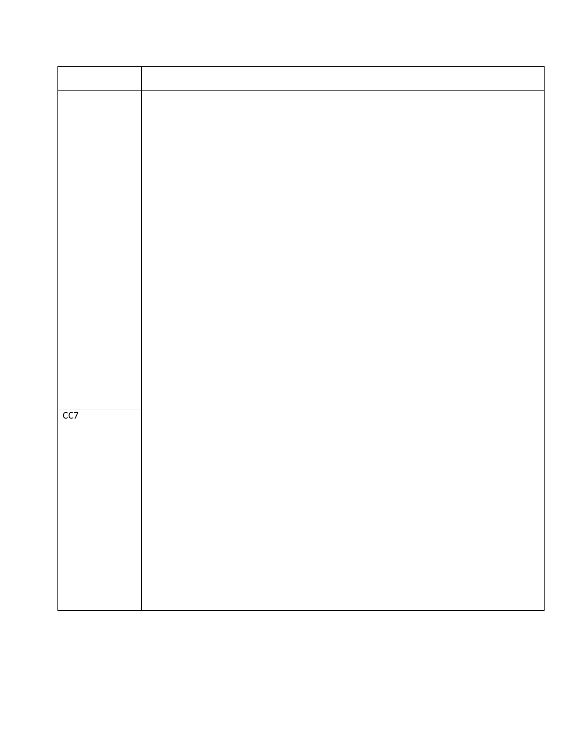| | |
|---|---|
| | |
| CC7 | |